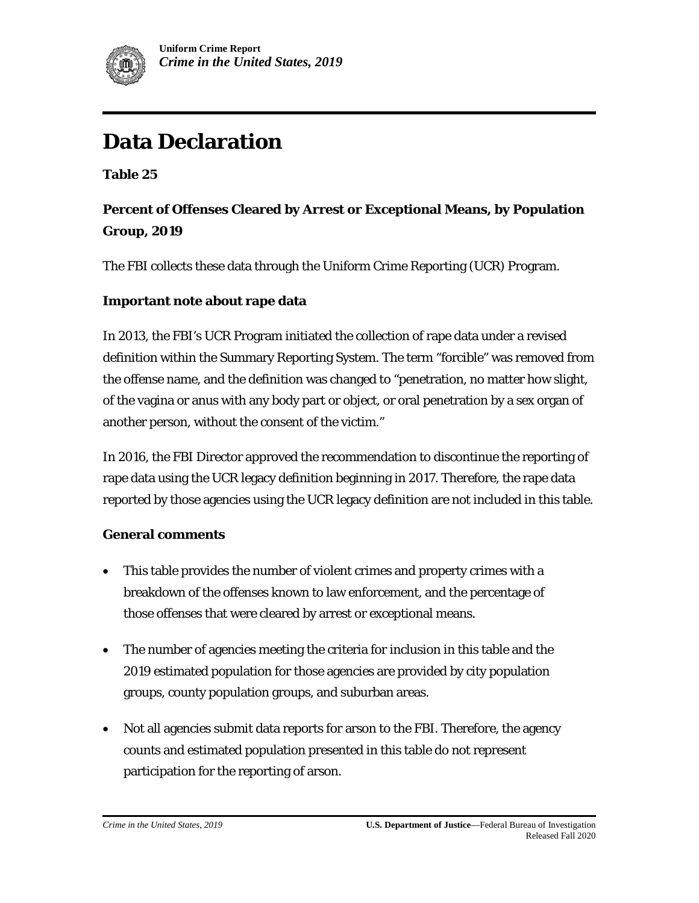# Data Declaration

**Table 25**

## Percent of Offenses Cleared by Arrest or Exceptional Means, by Population Group, 2019

The FBI collects these data through the Uniform Crime Reporting (UCR) Program.

### Important note about rape data

In 2013, the FBI's UCR Program initiated the collection of rape data under a revised definition within the Summary Reporting System. The term "forcible" was removed from the offense name, and the definition was changed to "penetration, no matter how slight, of the vagina or anus with any body part or object, or oral penetration by a sex organ of another person, without the consent of the victim."

In 2016, the FBI Director approved the recommendation to discontinue the reporting of rape data using the UCR legacy definition beginning in 2017. Therefore, the rape data reported by those agencies using the UCR legacy definition are not included in this table.

### General comments

- This table provides the number of violent crimes and property crimes with a breakdown of the offenses known to law enforcement, and the percentage of those offenses that were cleared by arrest or exceptional means.
- The number of agencies meeting the criteria for inclusion in this table and the 2019 estimated population for those agencies are provided by city population groups, county population groups, and suburban areas.
- Not all agencies submit data reports for arson to the FBI. Therefore, the agency counts and estimated population presented in this table do not represent participation for the reporting of arson.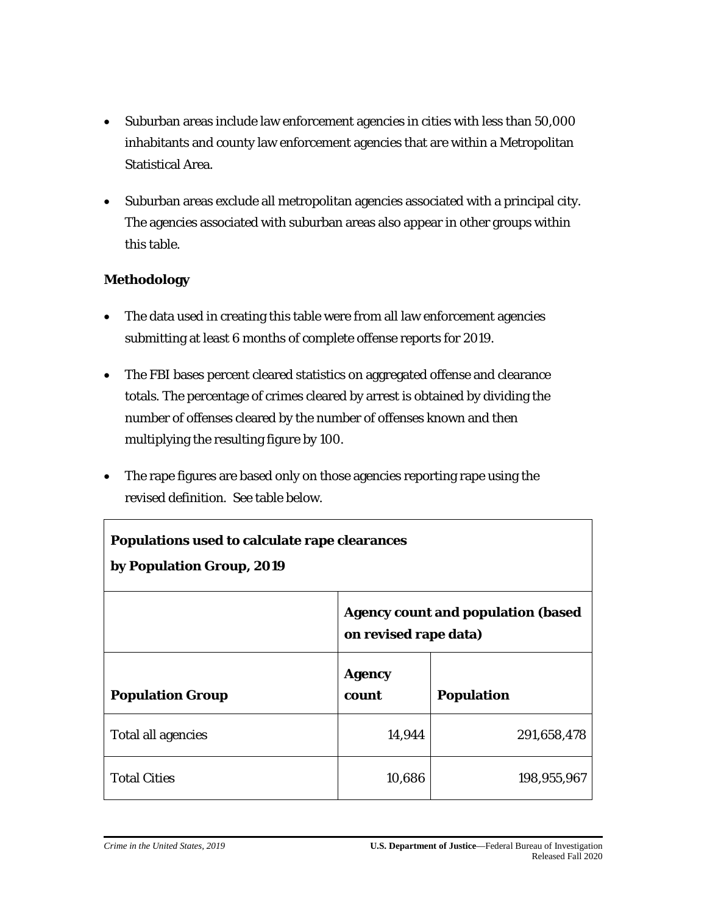- Suburban areas include law enforcement agencies in cities with less than 50,000 inhabitants and county law enforcement agencies that are within a Metropolitan Statistical Area.
- Suburban areas exclude all metropolitan agencies associated with a principal city. The agencies associated with suburban areas also appear in other groups within this table.

**Methodology**

- The data used in creating this table were from all law enforcement agencies submitting at least 6 months of complete offense reports for 2019.
- The FBI bases percent cleared statistics on aggregated offense and clearance totals. The percentage of crimes cleared by arrest is obtained by dividing the number of offenses cleared by the number of offenses known and then multiplying the resulting figure by 100.
- The rape figures are based only on those agencies reporting rape using the revised definition. See table below.

**Populations used to calculate rape clearances by Population Group, 2019**

| | Agency count and population (based on revised rape data) | |
|---|---|---|
| **Population Group** | **Agency count** | **Population** |
| Total all agencies | 14,944 | 291,658,478 |
| Total Cities | 10,686 | 198,955,967 |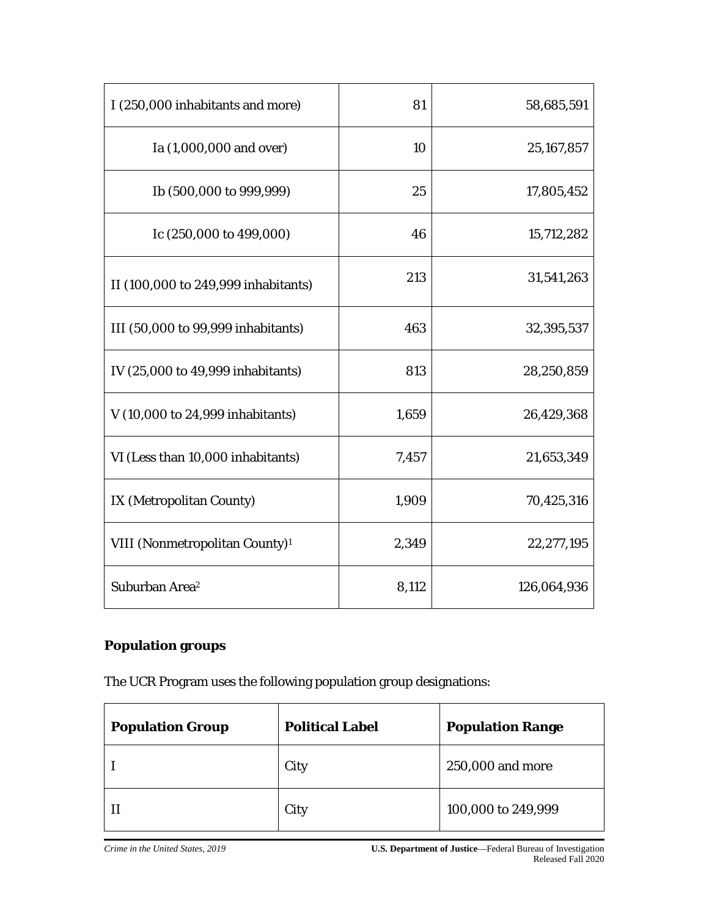| | | |
|---|---|---|
| I (250,000 inhabitants and more) | 81 | 58,685,591 |
| Ia (1,000,000 and over) | 10 | 25,167,857 |
| Ib (500,000 to 999,999) | 25 | 17,805,452 |
| Ic (250,000 to 499,000) | 46 | 15,712,282 |
| II (100,000 to 249,999 inhabitants) | 213 | 31,541,263 |
| III (50,000 to 99,999 inhabitants) | 463 | 32,395,537 |
| IV (25,000 to 49,999 inhabitants) | 813 | 28,250,859 |
| V (10,000 to 24,999 inhabitants) | 1,659 | 26,429,368 |
| VI (Less than 10,000 inhabitants) | 7,457 | 21,653,349 |
| IX (Metropolitan County) | 1,909 | 70,425,316 |
| VIII (Nonmetropolitan County)[1] | 2,349 | 22,277,195 |
| Suburban Area[2] | 8,112 | 126,064,936 |

**Population groups**

The UCR Program uses the following population group designations:

| Population Group | Political Label | Population Range |
|---|---|---|
| I | City | 250,000 and more |
| II | City | 100,000 to 249,999 |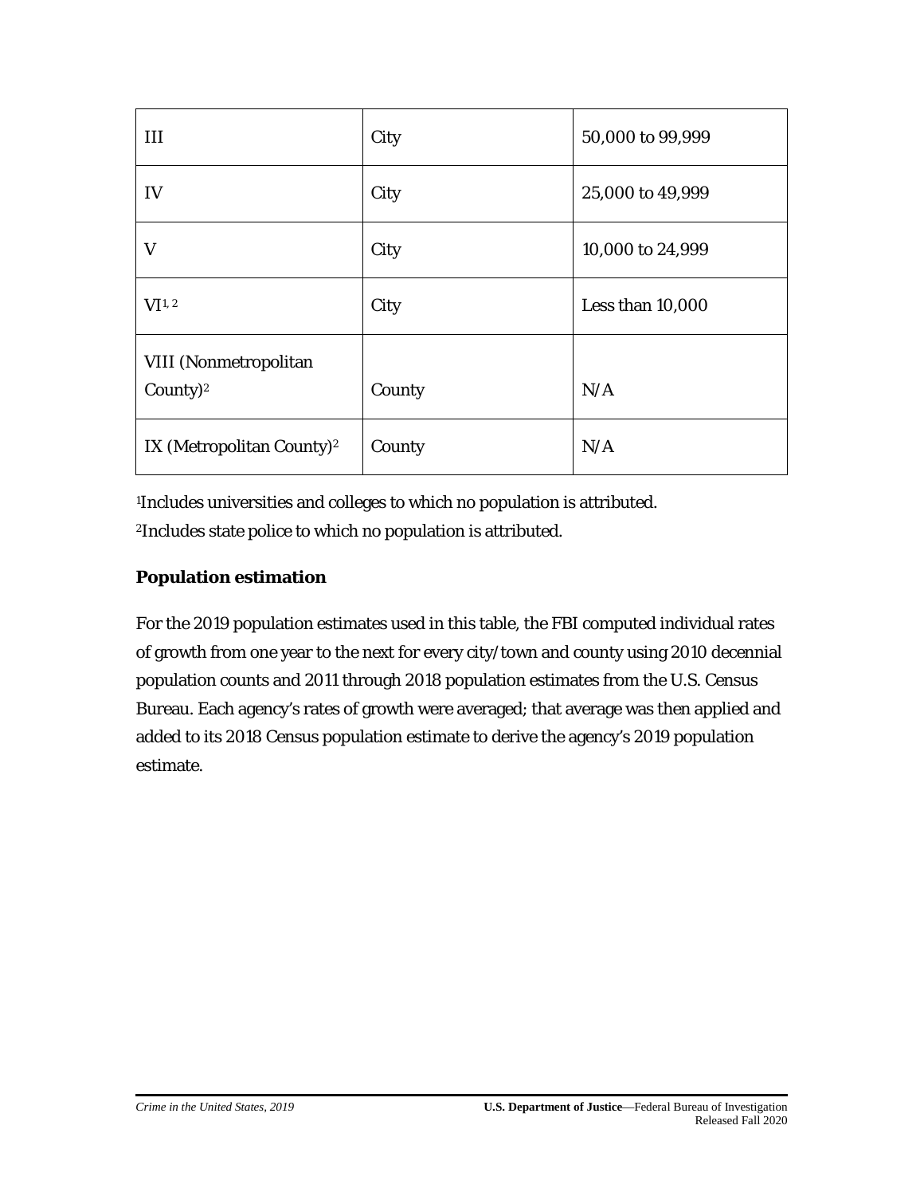| | | |
|---|---|---|
| III | City | 50,000 to 99,999 |
| IV | City | 25,000 to 49,999 |
| V | City | 10,000 to 24,999 |
| VI[1, 2] | City | Less than 10,000 |
| VIII (Nonmetropolitan County)[2] | County | N/A |
| IX (Metropolitan County)[2] | County | N/A |

[1]Includes universities and colleges to which no population is attributed.

[2]Includes state police to which no population is attributed.

**Population estimation**

For the 2019 population estimates used in this table, the FBI computed individual rates of growth from one year to the next for every city/town and county using 2010 decennial population counts and 2011 through 2018 population estimates from the U.S. Census Bureau. Each agency's rates of growth were averaged; that average was then applied and added to its 2018 Census population estimate to derive the agency's 2019 population estimate.